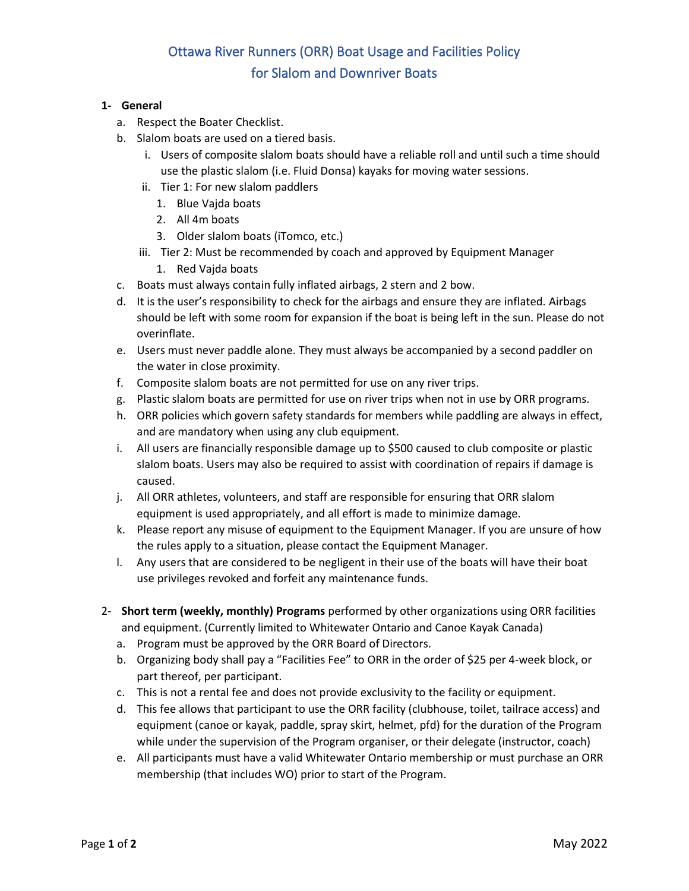# Ottawa River Runners (ORR) Boat Usage and Facilities Policy for Slalom and Downriver Boats

1- **General**

a. Respect the Boater Checklist.

b. Slalom boats are used on a tiered basis.

   i. Users of composite slalom boats should have a reliable roll and until such a time should use the plastic slalom (i.e. Fluid Donsa) kayaks for moving water sessions.

   ii. Tier 1: For new slalom paddlers

      1. Blue Vajda boats
      2. All 4m boats
      3. Older slalom boats (iTomco, etc.)

   iii. Tier 2: Must be recommended by coach and approved by Equipment Manager

      1. Red Vajda boats

c. Boats must always contain fully inflated airbags, 2 stern and 2 bow.

d. It is the user's responsibility to check for the airbags and ensure they are inflated. Airbags should be left with some room for expansion if the boat is being left in the sun. Please do not overinflate.

e. Users must never paddle alone. They must always be accompanied by a second paddler on the water in close proximity.

f. Composite slalom boats are not permitted for use on any river trips.

g. Plastic slalom boats are permitted for use on river trips when not in use by ORR programs.

h. ORR policies which govern safety standards for members while paddling are always in effect, and are mandatory when using any club equipment.

i. All users are financially responsible damage up to $500 caused to club composite or plastic slalom boats. Users may also be required to assist with coordination of repairs if damage is caused.

j. All ORR athletes, volunteers, and staff are responsible for ensuring that ORR slalom equipment is used appropriately, and all effort is made to minimize damage.

k. Please report any misuse of equipment to the Equipment Manager. If you are unsure of how the rules apply to a situation, please contact the Equipment Manager.

l. Any users that are considered to be negligent in their use of the boats will have their boat use privileges revoked and forfeit any maintenance funds.

2- **Short term (weekly, monthly) Programs** performed by other organizations using ORR facilities and equipment. (Currently limited to Whitewater Ontario and Canoe Kayak Canada)

a. Program must be approved by the ORR Board of Directors.

b. Organizing body shall pay a "Facilities Fee" to ORR in the order of $25 per 4-week block, or part thereof, per participant.

c. This is not a rental fee and does not provide exclusivity to the facility or equipment.

d. This fee allows that participant to use the ORR facility (clubhouse, toilet, tailrace access) and equipment (canoe or kayak, paddle, spray skirt, helmet, pfd) for the duration of the Program while under the supervision of the Program organiser, or their delegate (instructor, coach)

e. All participants must have a valid Whitewater Ontario membership or must purchase an ORR membership (that includes WO) prior to start of the Program.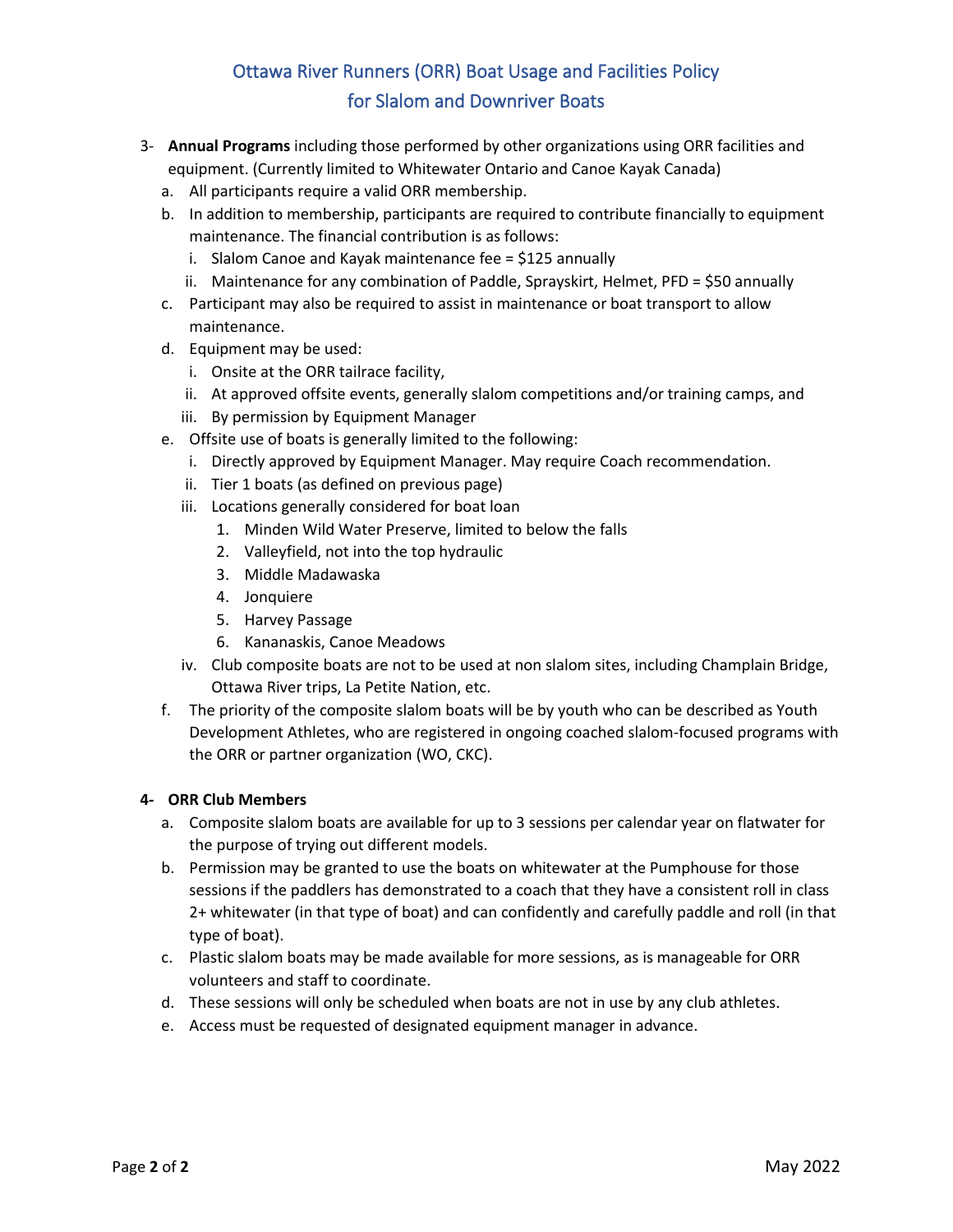# Ottawa River Runners (ORR) Boat Usage and Facilities Policy for Slalom and Downriver Boats

3- **Annual Programs** including those performed by other organizations using ORR facilities and equipment. (Currently limited to Whitewater Ontario and Canoe Kayak Canada)

   a. All participants require a valid ORR membership.

   b. In addition to membership, participants are required to contribute financially to equipment maintenance. The financial contribution is as follows:

      i. Slalom Canoe and Kayak maintenance fee = $125 annually

      ii. Maintenance for any combination of Paddle, Sprayskirt, Helmet, PFD = $50 annually

   c. Participant may also be required to assist in maintenance or boat transport to allow maintenance.

   d. Equipment may be used:

      i. Onsite at the ORR tailrace facility,

      ii. At approved offsite events, generally slalom competitions and/or training camps, and

      iii. By permission by Equipment Manager

   e. Offsite use of boats is generally limited to the following:

      i. Directly approved by Equipment Manager. May require Coach recommendation.

      ii. Tier 1 boats (as defined on previous page)

      iii. Locations generally considered for boat loan

         1. Minden Wild Water Preserve, limited to below the falls
         2. Valleyfield, not into the top hydraulic
         3. Middle Madawaska
         4. Jonquiere
         5. Harvey Passage
         6. Kananaskis, Canoe Meadows

      iv. Club composite boats are not to be used at non slalom sites, including Champlain Bridge, Ottawa River trips, La Petite Nation, etc.

   f. The priority of the composite slalom boats will be by youth who can be described as Youth Development Athletes, who are registered in ongoing coached slalom-focused programs with the ORR or partner organization (WO, CKC).

**4- ORR Club Members**

   a. Composite slalom boats are available for up to 3 sessions per calendar year on flatwater for the purpose of trying out different models.

   b. Permission may be granted to use the boats on whitewater at the Pumphouse for those sessions if the paddlers has demonstrated to a coach that they have a consistent roll in class 2+ whitewater (in that type of boat) and can confidently and carefully paddle and roll (in that type of boat).

   c. Plastic slalom boats may be made available for more sessions, as is manageable for ORR volunteers and staff to coordinate.

   d. These sessions will only be scheduled when boats are not in use by any club athletes.

   e. Access must be requested of designated equipment manager in advance.

May 2022